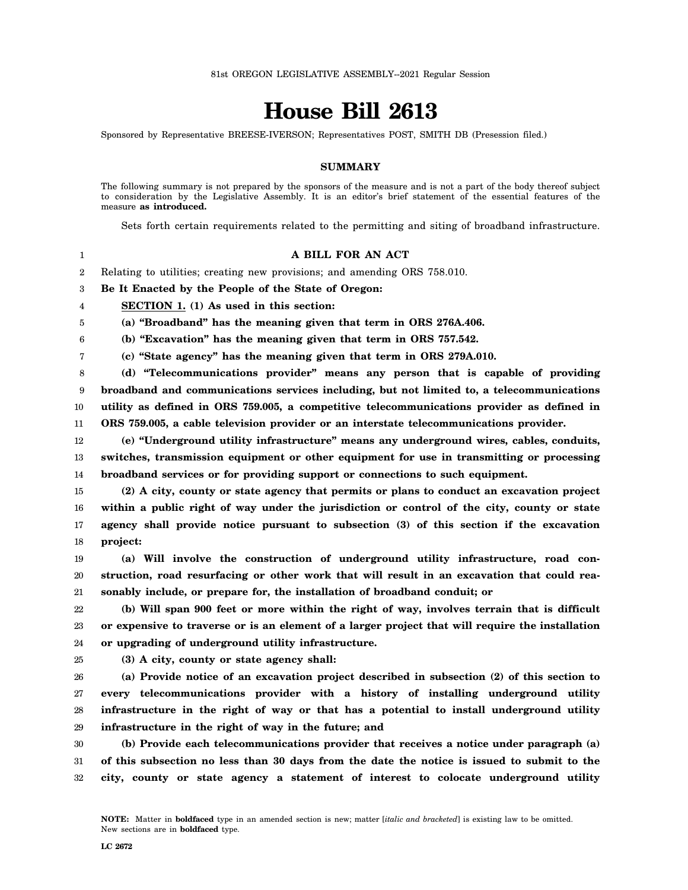81st OREGON LEGISLATIVE ASSEMBLY--2021 Regular Session

# House Bill 2613

Sponsored by Representative BREESE-IVERSON; Representatives POST, SMITH DB (Presession filed.)

## SUMMARY

The following summary is not prepared by the sponsors of the measure and is not a part of the body thereof subject to consideration by the Legislative Assembly. It is an editor's brief statement of the essential features of the measure **as introduced.**

Sets forth certain requirements related to the permitting and siting of broadband infrastructure.

**A BILL FOR AN ACT**

Relating to utilities; creating new provisions; and amending ORS 758.010.

**Be It Enacted by the People of the State of Oregon:**

**SECTION 1. (1) As used in this section:**

**(a) "Broadband" has the meaning given that term in ORS 276A.406.**

**(b) "Excavation" has the meaning given that term in ORS 757.542.**

**(c) "State agency" has the meaning given that term in ORS 279A.010.**

**(d) "Telecommunications provider" means any person that is capable of providing broadband and communications services including, but not limited to, a telecommunications utility as defined in ORS 759.005, a competitive telecommunications provider as defined in ORS 759.005, a cable television provider or an interstate telecommunications provider.**

**(e) "Underground utility infrastructure" means any underground wires, cables, conduits, switches, transmission equipment or other equipment for use in transmitting or processing broadband services or for providing support or connections to such equipment.**

**(2) A city, county or state agency that permits or plans to conduct an excavation project within a public right of way under the jurisdiction or control of the city, county or state agency shall provide notice pursuant to subsection (3) of this section if the excavation project:**

**(a) Will involve the construction of underground utility infrastructure, road construction, road resurfacing or other work that will result in an excavation that could reasonably include, or prepare for, the installation of broadband conduit; or**

**(b) Will span 900 feet or more within the right of way, involves terrain that is difficult or expensive to traverse or is an element of a larger project that will require the installation or upgrading of underground utility infrastructure.**

**(3) A city, county or state agency shall:**

**(a) Provide notice of an excavation project described in subsection (2) of this section to every telecommunications provider with a history of installing underground utility infrastructure in the right of way or that has a potential to install underground utility infrastructure in the right of way in the future; and**

**(b) Provide each telecommunications provider that receives a notice under paragraph (a) of this subsection no less than 30 days from the date the notice is issued to submit to the city, county or state agency a statement of interest to colocate underground utility**

**NOTE:** Matter in **boldfaced** type in an amended section is new; matter [*italic and bracketed*] is existing law to be omitted. New sections are in **boldfaced** type.

LC 2672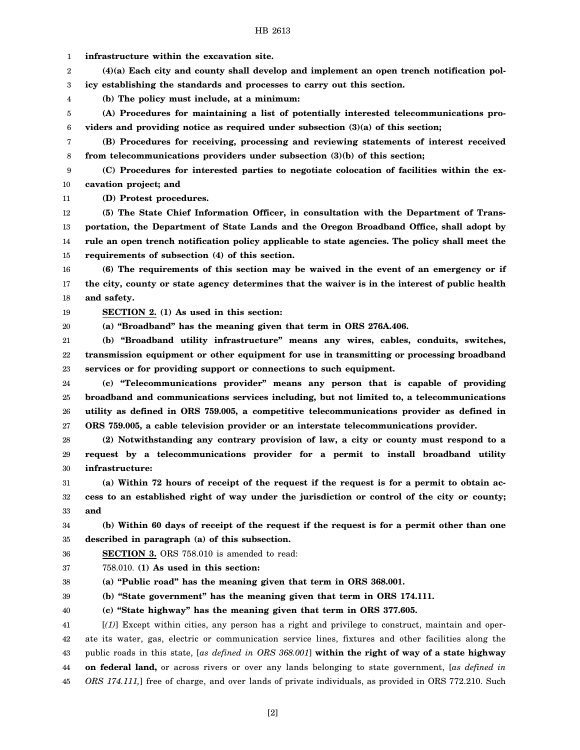**infrastructure within the excavation site.**

**(4)(a) Each city and county shall develop and implement an open trench notification policy establishing the standards and processes to carry out this section.**

**(b) The policy must include, at a minimum:**

**(A) Procedures for maintaining a list of potentially interested telecommunications providers and providing notice as required under subsection (3)(a) of this section;**

**(B) Procedures for receiving, processing and reviewing statements of interest received from telecommunications providers under subsection (3)(b) of this section;**

**(C) Procedures for interested parties to negotiate colocation of facilities within the excavation project; and**

**(D) Protest procedures.**

**(5) The State Chief Information Officer, in consultation with the Department of Transportation, the Department of State Lands and the Oregon Broadband Office, shall adopt by rule an open trench notification policy applicable to state agencies. The policy shall meet the requirements of subsection (4) of this section.**

**(6) The requirements of this section may be waived in the event of an emergency or if the city, county or state agency determines that the waiver is in the interest of public health and safety.**

**SECTION 2. (1) As used in this section:**

**(a) "Broadband" has the meaning given that term in ORS 276A.406.**

**(b) "Broadband utility infrastructure" means any wires, cables, conduits, switches, transmission equipment or other equipment for use in transmitting or processing broadband services or for providing support or connections to such equipment.**

**(c) "Telecommunications provider" means any person that is capable of providing broadband and communications services including, but not limited to, a telecommunications utility as defined in ORS 759.005, a competitive telecommunications provider as defined in ORS 759.005, a cable television provider or an interstate telecommunications provider.**

**(2) Notwithstanding any contrary provision of law, a city or county must respond to a request by a telecommunications provider for a permit to install broadband utility infrastructure:**

**(a) Within 72 hours of receipt of the request if the request is for a permit to obtain access to an established right of way under the jurisdiction or control of the city or county; and**

**(b) Within 60 days of receipt of the request if the request is for a permit other than one described in paragraph (a) of this subsection.**

**SECTION 3.** ORS 758.010 is amended to read:

758.010. **(1) As used in this section:**

**(a) "Public road" has the meaning given that term in ORS 368.001.**

**(b) "State government" has the meaning given that term in ORS 174.111.**

**(c) "State highway" has the meaning given that term in ORS 377.605.**

[*(1)*] Except within cities, any person has a right and privilege to construct, maintain and operate its water, gas, electric or communication service lines, fixtures and other facilities along the public roads in this state, [*as defined in ORS 368.001*] **within the right of way of a state highway on federal land,** or across rivers or over any lands belonging to state government, [*as defined in ORS 174.111,*] free of charge, and over lands of private individuals, as provided in ORS 772.210. Such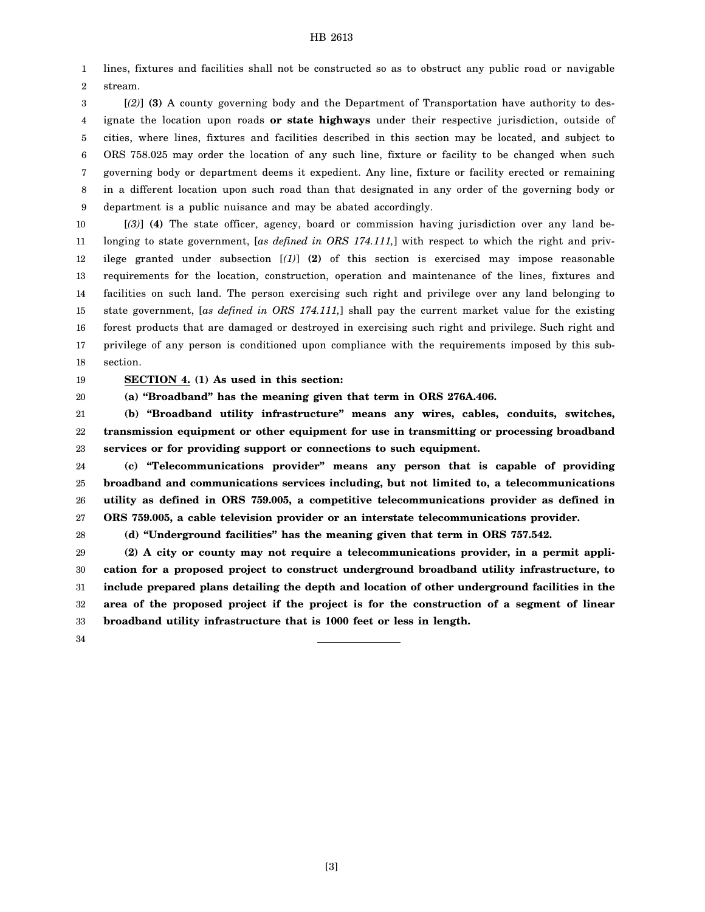lines, fixtures and facilities shall not be constructed so as to obstruct any public road or navigable stream.

[*(2)*] **(3)** A county governing body and the Department of Transportation have authority to designate the location upon roads **or state highways** under their respective jurisdiction, outside of cities, where lines, fixtures and facilities described in this section may be located, and subject to ORS 758.025 may order the location of any such line, fixture or facility to be changed when such governing body or department deems it expedient. Any line, fixture or facility erected or remaining in a different location upon such road than that designated in any order of the governing body or department is a public nuisance and may be abated accordingly.

[*(3)*] **(4)** The state officer, agency, board or commission having jurisdiction over any land belonging to state government, [*as defined in ORS 174.111,*] with respect to which the right and privilege granted under subsection [*(1)*] **(2)** of this section is exercised may impose reasonable requirements for the location, construction, operation and maintenance of the lines, fixtures and facilities on such land. The person exercising such right and privilege over any land belonging to state government, [*as defined in ORS 174.111,*] shall pay the current market value for the existing forest products that are damaged or destroyed in exercising such right and privilege. Such right and privilege of any person is conditioned upon compliance with the requirements imposed by this subsection.

**SECTION 4. (1) As used in this section:**

**(a) "Broadband" has the meaning given that term in ORS 276A.406.**

**(b) "Broadband utility infrastructure" means any wires, cables, conduits, switches, transmission equipment or other equipment for use in transmitting or processing broadband services or for providing support or connections to such equipment.**

**(c) "Telecommunications provider" means any person that is capable of providing broadband and communications services including, but not limited to, a telecommunications utility as defined in ORS 759.005, a competitive telecommunications provider as defined in ORS 759.005, a cable television provider or an interstate telecommunications provider.**

**(d) "Underground facilities" has the meaning given that term in ORS 757.542.**

**(2) A city or county may not require a telecommunications provider, in a permit application for a proposed project to construct underground broadband utility infrastructure, to include prepared plans detailing the depth and location of other underground facilities in the area of the proposed project if the project is for the construction of a segment of linear broadband utility infrastructure that is 1000 feet or less in length.**

---